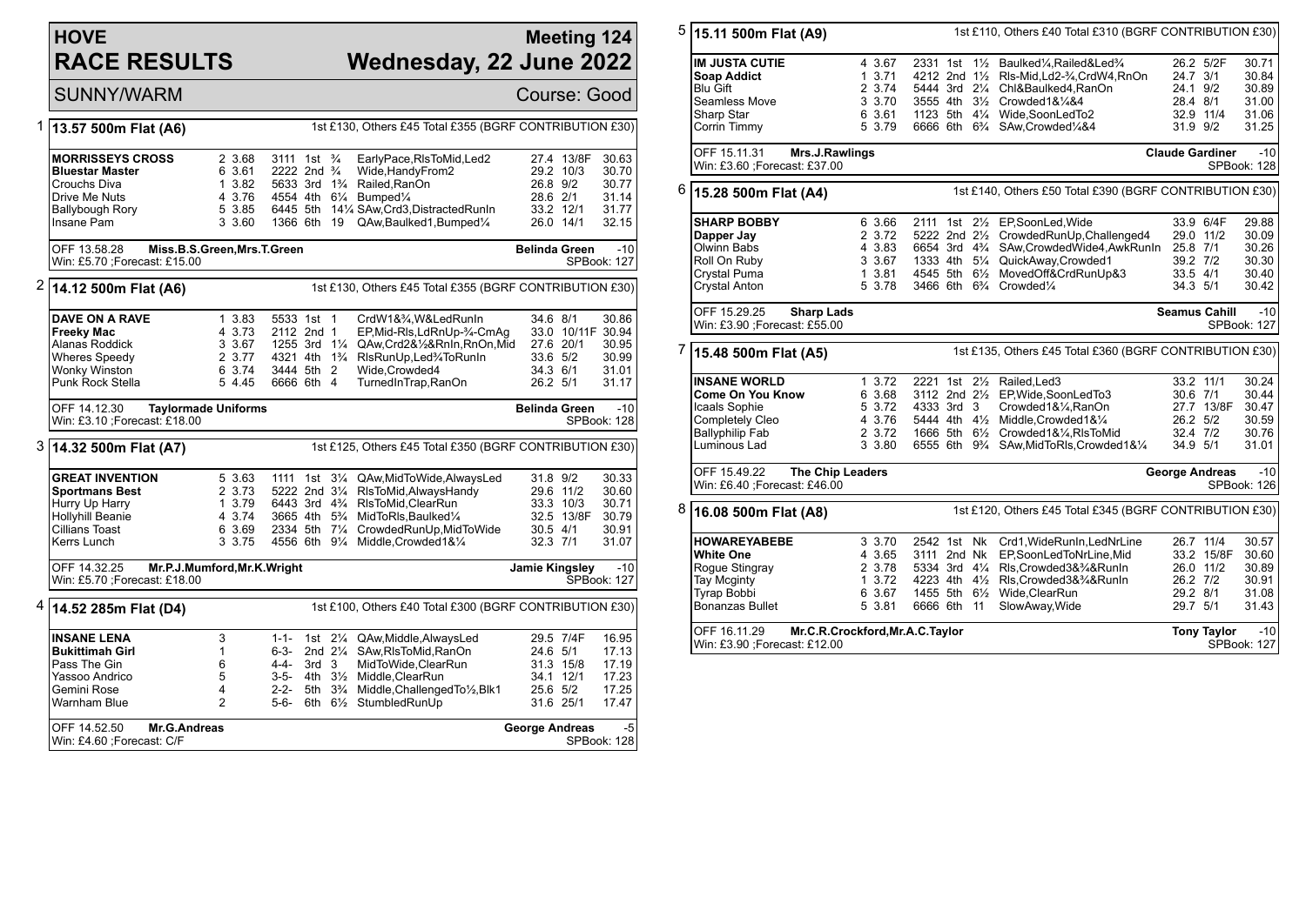# HOVE RACE RESULTS

## Meeting 124 Wednesday, 22 June 2022

SUNNY/WARM

Course: Good

## 1 13.57 500m Flat (A6)

1st £130, Others £45 Total £355 (BGRF CONTRIBUTION £30)

| Greyhound | Trap | Split | Sectionals | Pos | Dist | Remarks | Wt | SP | Time |
|---|---|---|---|---|---|---|---|---|---|
| **MORRISSEYS CROSS** | 2 | 3.68 | 3111 | 1st | ¾ | EarlyPace,RlsToMid,Led2 | 27.4 | 13/8F | 30.63 |
| **Bluestar Master** | 6 | 3.61 | 2222 | 2nd | ¾ | Wide,HandyFrom2 | 29.2 | 10/3 | 30.70 |
| Crouchs Diva | 1 | 3.82 | 5633 | 3rd | 1¾ | Railed,RanOn | 26.8 | 9/2 | 30.77 |
| Drive Me Nuts | 4 | 3.76 | 4554 | 4th | 6¼ | Bumped¼ | 28.6 | 2/1 | 31.14 |
| Ballybough Rory | 5 | 3.85 | 6445 | 5th | 14¼ | SAw,Crd3,DistractedRunIn | 33.2 | 12/1 | 31.77 |
| Insane Pam | 3 | 3.60 | 1366 | 6th | 19 | QAw,Baulked1,Bumped¼ | 26.0 | 14/1 | 32.15 |

OFF 13.58.28 **Miss.B.S.Green,Mrs.T.Green** — **Belinda Green** -10
Win: £5.70 ;Forecast: £15.00 — SPBook: 127

## 2 14.12 500m Flat (A6)

1st £130, Others £45 Total £355 (BGRF CONTRIBUTION £30)

| Greyhound | Trap | Split | Sectionals | Pos | Dist | Remarks | Wt | SP | Time |
|---|---|---|---|---|---|---|---|---|---|
| **DAVE ON A RAVE** | 1 | 3.83 | 5533 | 1st | 1 | CrdW1&¾,W&LedRunIn | 34.6 | 8/1 | 30.86 |
| **Freeky Mac** | 4 | 3.73 | 2112 | 2nd | 1 | EP,Mid-Rls,LdRnUp-¾-CmAg | 33.0 | 10/11F | 30.94 |
| Alanas Roddick | 3 | 3.67 | 1255 | 3rd | 1¼ | QAw,Crd2&½&RnIn,RnOn,Mid | 27.6 | 20/1 | 30.95 |
| Wheres Speedy | 2 | 3.77 | 4321 | 4th | 1¾ | RlsRunUp,Led¾ToRunIn | 33.6 | 5/2 | 30.99 |
| Wonky Winston | 6 | 3.74 | 3444 | 5th | 2 | Wide,Crowded4 | 34.3 | 6/1 | 31.01 |
| Punk Rock Stella | 5 | 4.45 | 6666 | 6th | 4 | TurnedInTrap,RanOn | 26.2 | 5/1 | 31.17 |

OFF 14.12.30 **Taylormade Uniforms** — **Belinda Green** -10
Win: £3.10 ;Forecast: £18.00 — SPBook: 128

## 3 14.32 500m Flat (A7)

1st £125, Others £45 Total £350 (BGRF CONTRIBUTION £30)

| Greyhound | Trap | Split | Sectionals | Pos | Dist | Remarks | Wt | SP | Time |
|---|---|---|---|---|---|---|---|---|---|
| **GREAT INVENTION** | 5 | 3.63 | 1111 | 1st | 3¼ | QAw,MidToWide,AlwaysLed | 31.8 | 9/2 | 30.33 |
| **Sportmans Best** | 2 | 3.73 | 5222 | 2nd | 3¼ | RlsToMid,AlwaysHandy | 29.6 | 11/2 | 30.60 |
| Hurry Up Harry | 1 | 3.79 | 6443 | 3rd | 4¾ | RlsToMid,ClearRun | 33.3 | 10/3 | 30.71 |
| Hollyhill Beanie | 4 | 3.74 | 3665 | 4th | 5¾ | MidToRls,Baulked¼ | 32.5 | 13/8F | 30.79 |
| Cillians Toast | 6 | 3.69 | 2334 | 5th | 7¼ | CrowdedRunUp,MidToWide | 30.5 | 4/1 | 30.91 |
| Kerrs Lunch | 3 | 3.75 | 4556 | 6th | 9¼ | Middle,Crowded1&¼ | 32.3 | 7/1 | 31.07 |

OFF 14.32.25 **Mr.P.J.Mumford,Mr.K.Wright** — **Jamie Kingsley** -10
Win: £5.70 ;Forecast: £18.00 — SPBook: 127

## 4 14.52 285m Flat (D4)

1st £100, Others £40 Total £300 (BGRF CONTRIBUTION £30)

| Greyhound | Trap | Split | Sectionals | Pos | Dist | Remarks | Wt | SP | Time |
|---|---|---|---|---|---|---|---|---|---|
| **INSANE LENA** | 3 | | 1-1- | 1st | 2¼ | QAw,Middle,AlwaysLed | 29.5 | 7/4F | 16.95 |
| **Bukittimah Girl** | 1 | | 6-3- | 2nd | 2¼ | SAw,RlsToMid,RanOn | 24.6 | 5/1 | 17.13 |
| Pass The Gin | 6 | | 4-4- | 3rd | 3 | MidToWide,ClearRun | 31.3 | 15/8 | 17.19 |
| Yassoo Andrico | 5 | | 3-5- | 4th | 3½ | Middle,ClearRun | 34.1 | 12/1 | 17.23 |
| Gemini Rose | 4 | | 2-2- | 5th | 3¾ | Middle,ChallengedTo½,Blk1 | 25.6 | 5/2 | 17.25 |
| Warnham Blue | 2 | | 5-6- | 6th | 6½ | StumbledRunUp | 31.6 | 25/1 | 17.47 |

OFF 14.52.50 **Mr.G.Andreas** — **George Andreas** -5
Win: £4.60 ;Forecast: C/F — SPBook: 128

## 5 15.11 500m Flat (A9)

1st £110, Others £40 Total £310 (BGRF CONTRIBUTION £30)

| Greyhound | Trap | Split | Sectionals | Pos | Dist | Remarks | Wt | SP | Time |
|---|---|---|---|---|---|---|---|---|---|
| **IM JUSTA CUTIE** | 4 | 3.67 | 2331 | 1st | 1½ | Baulked¼,Railed&Led¾ | 26.2 | 5/2F | 30.71 |
| **Soap Addict** | 1 | 3.71 | 4212 | 2nd | 1½ | Rls-Mid,Ld2-¾,CrdW4,RnOn | 24.7 | 3/1 | 30.84 |
| Blu Gift | 2 | 3.74 | 5444 | 3rd | 2¼ | Chl&Baulked4,RanOn | 24.1 | 9/2 | 30.89 |
| Seamless Move | 3 | 3.70 | 3555 | 4th | 3½ | Crowded1&¼&4 | 28.4 | 8/1 | 31.00 |
| Sharp Star | 6 | 3.61 | 1123 | 5th | 4¼ | Wide,SoonLedTo2 | 32.9 | 11/4 | 31.06 |
| Corrin Timmy | 5 | 3.79 | 6666 | 6th | 6¾ | SAw,Crowded¼&4 | 31.9 | 9/2 | 31.25 |

OFF 15.11.31 **Mrs.J.Rawlings** — **Claude Gardiner** -10
Win: £3.60 ;Forecast: £37.00 — SPBook: 128

## 6 15.28 500m Flat (A4)

1st £140, Others £50 Total £390 (BGRF CONTRIBUTION £30)

| Greyhound | Trap | Split | Sectionals | Pos | Dist | Remarks | Wt | SP | Time |
|---|---|---|---|---|---|---|---|---|---|
| **SHARP BOBBY** | 6 | 3.66 | 2111 | 1st | 2½ | EP,SoonLed,Wide | 33.9 | 6/4F | 29.88 |
| **Dapper Jay** | 2 | 3.72 | 5222 | 2nd | 2½ | CrowdedRunUp,Challenged4 | 29.0 | 11/2 | 30.09 |
| Olwinn Babs | 4 | 3.83 | 6654 | 3rd | 4¾ | SAw,CrowdedWide4,AwkRunIn | 25.8 | 7/1 | 30.26 |
| Roll On Ruby | 3 | 3.67 | 1333 | 4th | 5¼ | QuickAway,Crowded1 | 39.2 | 7/2 | 30.30 |
| Crystal Puma | 1 | 3.81 | 4545 | 5th | 6½ | MovedOff&CrdRunUp&3 | 33.5 | 4/1 | 30.40 |
| Crystal Anton | 5 | 3.78 | 3466 | 6th | 6¾ | Crowded¼ | 34.3 | 5/1 | 30.42 |

OFF 15.29.25 **Sharp Lads** — **Seamus Cahill** -10
Win: £3.90 ;Forecast: £55.00 — SPBook: 127

## 7 15.48 500m Flat (A5)

1st £135, Others £45 Total £360 (BGRF CONTRIBUTION £30)

| Greyhound | Trap | Split | Sectionals | Pos | Dist | Remarks | Wt | SP | Time |
|---|---|---|---|---|---|---|---|---|---|
| **INSANE WORLD** | 1 | 3.72 | 2221 | 1st | 2½ | Railed,Led3 | 33.2 | 11/1 | 30.24 |
| **Come On You Know** | 6 | 3.68 | 3112 | 2nd | 2½ | EP,Wide,SoonLedTo3 | 30.6 | 7/1 | 30.44 |
| Icaals Sophie | 5 | 3.72 | 4333 | 3rd | 3 | Crowded1&¼,RanOn | 27.7 | 13/8F | 30.47 |
| Completely Cleo | 4 | 3.76 | 5444 | 4th | 4½ | Middle,Crowded1&¼ | 26.2 | 5/2 | 30.59 |
| Ballyphilip Fab | 2 | 3.72 | 1666 | 5th | 6½ | Crowded1&¼,RlsToMid | 32.4 | 7/2 | 30.76 |
| Luminous Lad | 3 | 3.80 | 6555 | 6th | 9¾ | SAw,MidToRls,Crowded1&¼ | 34.9 | 5/1 | 31.01 |

OFF 15.49.22 **The Chip Leaders** — **George Andreas** -10
Win: £6.40 ;Forecast: £46.00 — SPBook: 126

## 8 16.08 500m Flat (A8)

1st £120, Others £45 Total £345 (BGRF CONTRIBUTION £30)

| Greyhound | Trap | Split | Sectionals | Pos | Dist | Remarks | Wt | SP | Time |
|---|---|---|---|---|---|---|---|---|---|
| **HOWAREYABEBE** | 3 | 3.70 | 2542 | 1st | Nk | Crd1,WideRunIn,LedNrLine | 26.7 | 11/4 | 30.57 |
| **White One** | 4 | 3.65 | 3111 | 2nd | Nk | EP,SoonLedToNrLine,Mid | 33.2 | 15/8F | 30.60 |
| Rogue Stingray | 2 | 3.78 | 5334 | 3rd | 4¼ | Rls,Crowded3&¾&RunIn | 26.0 | 11/2 | 30.89 |
| Tay Mcginty | 1 | 3.72 | 4223 | 4th | 4½ | Rls,Crowded3&¾&RunIn | 26.2 | 7/2 | 30.91 |
| Tyrap Bobbi | 6 | 3.67 | 1455 | 5th | 6½ | Wide,ClearRun | 29.2 | 8/1 | 31.08 |
| Bonanzas Bullet | 5 | 3.81 | 6666 | 6th | 11 | SlowAway,Wide | 29.7 | 5/1 | 31.43 |

OFF 16.11.29 **Mr.C.R.Crockford,Mr.A.C.Taylor** — **Tony Taylor** -10
Win: £3.90 ;Forecast: £12.00 — SPBook: 127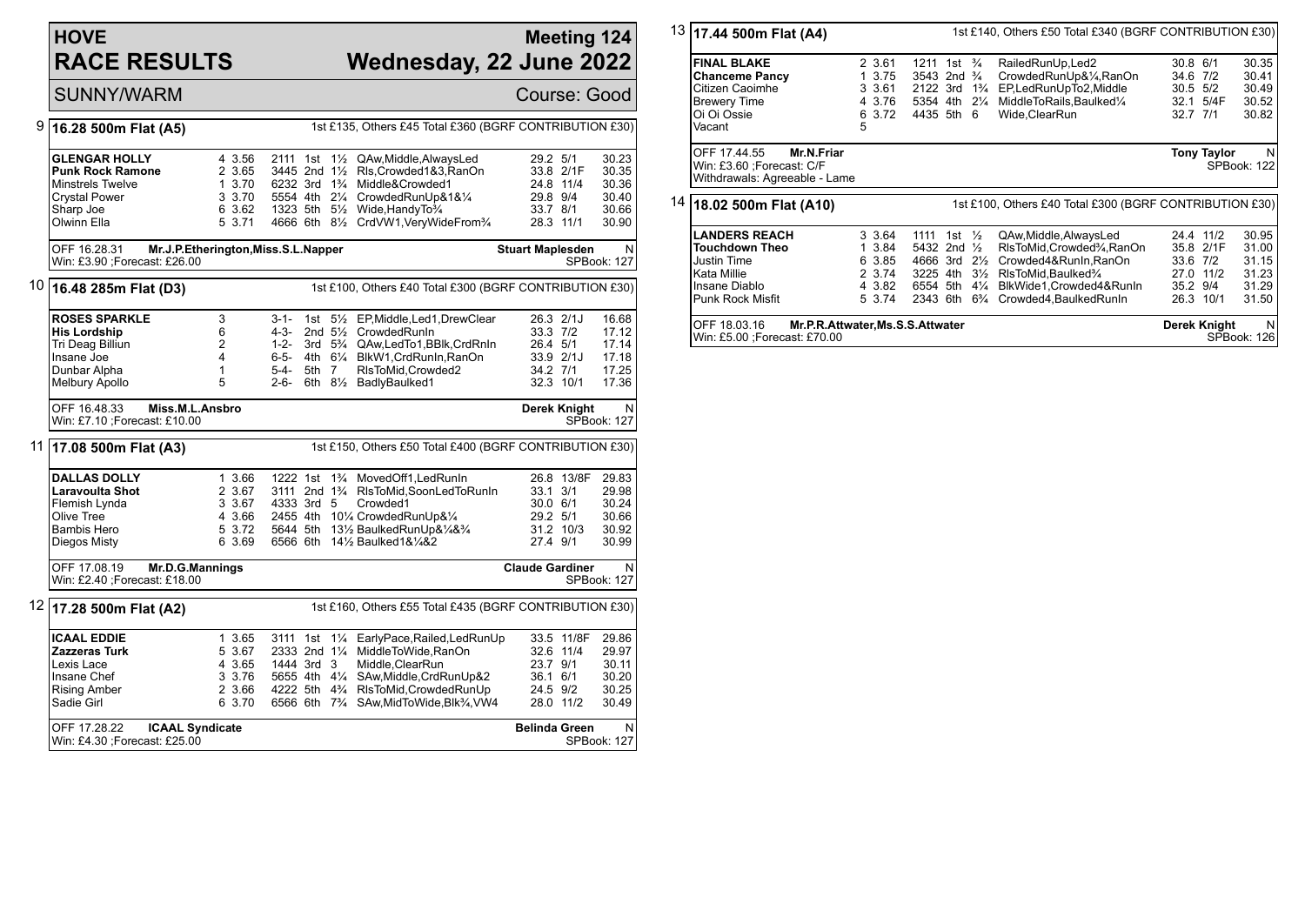# HOVE RACE RESULTS

## Meeting 124 Wednesday, 22 June 2022

SUNNY/WARM

Course: Good

## 9 16.28 500m Flat (A5)

1st £135, Others £45 Total £360 (BGRF CONTRIBUTION £30)

| | | | | | | | | | |
|---|---|---|---|---|---|---|---|---|---|
| **GLENGAR HOLLY** | 4 | 3.56 | 2111 | 1st | 1½ | QAw,Middle,AlwaysLed | 29.2 | 5/1 | 30.23 |
| **Punk Rock Ramone** | 2 | 3.65 | 3445 | 2nd | 1½ | Rls,Crowded1&3,RanOn | 33.8 | 2/1F | 30.35 |
| Minstrels Twelve | 1 | 3.70 | 6232 | 3rd | 1¾ | Middle&Crowded1 | 24.8 | 11/4 | 30.36 |
| Crystal Power | 3 | 3.70 | 5554 | 4th | 2¼ | CrowdedRunUp&1&¼ | 29.8 | 9/4 | 30.40 |
| Sharp Joe | 6 | 3.62 | 1323 | 5th | 5½ | Wide,HandyTo¾ | 33.7 | 8/1 | 30.66 |
| Olwinn Ella | 5 | 3.71 | 4666 | 6th | 8½ | CrdVW1,VeryWideFrom¾ | 28.3 | 11/1 | 30.90 |

OFF 16.28.31 Mr.J.P.Etherington,Miss.S.L.Napper — Stuart Maplesden N
Win: £3.90 ;Forecast: £26.00 — SPBook: 127

## 10 16.48 285m Flat (D3)

1st £100, Others £40 Total £300 (BGRF CONTRIBUTION £30)

| | | | | | | | | |
|---|---|---|---|---|---|---|---|---|
| **ROSES SPARKLE** | 3 | 3-1- | 1st | 5½ | EP,Middle,Led1,DrewClear | 26.3 | 2/1J | 16.68 |
| **His Lordship** | 6 | 4-3- | 2nd | 5½ | CrowdedRunIn | 33.3 | 7/2 | 17.12 |
| Tri Deag Billiun | 2 | 1-2- | 3rd | 5¾ | QAw,LedTo1,BBlk,CrdRnIn | 26.4 | 5/1 | 17.14 |
| Insane Joe | 4 | 6-5- | 4th | 6¼ | BlkW1,CrdRunIn,RanOn | 33.9 | 2/1J | 17.18 |
| Dunbar Alpha | 1 | 5-4- | 5th | 7 | RlsToMid,Crowded2 | 34.2 | 7/1 | 17.25 |
| Melbury Apollo | 5 | 2-6- | 6th | 8½ | BadlyBaulked1 | 32.3 | 10/1 | 17.36 |

OFF 16.48.33 Miss.M.L.Ansbro — Derek Knight N
Win: £7.10 ;Forecast: £10.00 — SPBook: 127

## 11 17.08 500m Flat (A3)

1st £150, Others £50 Total £400 (BGRF CONTRIBUTION £30)

| | | | | | | | | | |
|---|---|---|---|---|---|---|---|---|---|
| **DALLAS DOLLY** | 1 | 3.66 | 1222 | 1st | 1¾ | MovedOff1,LedRunIn | 26.8 | 13/8F | 29.83 |
| **Laravoulta Shot** | 2 | 3.67 | 3111 | 2nd | 1¾ | RlsToMid,SoonLedToRunIn | 33.1 | 3/1 | 29.98 |
| Flemish Lynda | 3 | 3.67 | 4333 | 3rd | 5 | Crowded1 | 30.0 | 6/1 | 30.24 |
| Olive Tree | 4 | 3.66 | 2455 | 4th | 10¼ | CrowdedRunUp&¼ | 29.2 | 5/1 | 30.66 |
| Bambis Hero | 5 | 3.72 | 5644 | 5th | 13½ | BaulkedRunUp&¼&¾ | 31.2 | 10/3 | 30.92 |
| Diegos Misty | 6 | 3.69 | 6566 | 6th | 14½ | Baulked1&¼&2 | 27.4 | 9/1 | 30.99 |

OFF 17.08.19 Mr.D.G.Mannings — Claude Gardiner N
Win: £2.40 ;Forecast: £18.00 — SPBook: 127

## 12 17.28 500m Flat (A2)

1st £160, Others £55 Total £435 (BGRF CONTRIBUTION £30)

| | | | | | | | | | |
|---|---|---|---|---|---|---|---|---|---|
| **ICAAL EDDIE** | 1 | 3.65 | 3111 | 1st | 1¼ | EarlyPace,Railed,LedRunUp | 33.5 | 11/8F | 29.86 |
| **Zazzeras Turk** | 5 | 3.67 | 2333 | 2nd | 1¼ | MiddleToWide,RanOn | 32.6 | 11/4 | 29.97 |
| Lexis Lace | 4 | 3.65 | 1444 | 3rd | 3 | Middle,ClearRun | 23.7 | 9/1 | 30.11 |
| Insane Chef | 3 | 3.76 | 5655 | 4th | 4¼ | SAw,Middle,CrdRunUp&2 | 36.1 | 6/1 | 30.20 |
| Rising Amber | 2 | 3.66 | 4222 | 5th | 4¾ | RlsToMid,CrowdedRunUp | 24.5 | 9/2 | 30.25 |
| Sadie Girl | 6 | 3.70 | 6566 | 6th | 7¾ | SAw,MidToWide,Blk¾,VW4 | 28.0 | 11/2 | 30.49 |

OFF 17.28.22 ICAAL Syndicate — Belinda Green N
Win: £4.30 ;Forecast: £25.00 — SPBook: 127

## 13 17.44 500m Flat (A4)

1st £140, Others £50 Total £340 (BGRF CONTRIBUTION £30)

| | | | | | | | | | |
|---|---|---|---|---|---|---|---|---|---|
| **FINAL BLAKE** | 2 | 3.61 | 1211 | 1st | ¾ | RailedRunUp,Led2 | 30.8 | 6/1 | 30.35 |
| **Chanceme Pancy** | 1 | 3.75 | 3543 | 2nd | ¾ | CrowdedRunUp&¼,RanOn | 34.6 | 7/2 | 30.41 |
| Citizen Caoimhe | 3 | 3.61 | 2122 | 3rd | 1¾ | EP,LedRunUpTo2,Middle | 30.5 | 5/2 | 30.49 |
| Brewery Time | 4 | 3.76 | 5354 | 4th | 2¼ | MiddleToRails,Baulked¼ | 32.1 | 5/4F | 30.52 |
| Oi Oi Ossie | 6 | 3.72 | 4435 | 5th | 6 | Wide,ClearRun | 32.7 | 7/1 | 30.82 |
| Vacant | 5 | | | | | | | | |

OFF 17.44.55 Mr.N.Friar — Tony Taylor N
Win: £3.60 ;Forecast: C/F — SPBook: 122
Withdrawals: Agreeable - Lame

## 14 18.02 500m Flat (A10)

1st £100, Others £40 Total £300 (BGRF CONTRIBUTION £30)

| | | | | | | | | | |
|---|---|---|---|---|---|---|---|---|---|
| **LANDERS REACH** | 3 | 3.64 | 1111 | 1st | ½ | QAw,Middle,AlwaysLed | 24.4 | 11/2 | 30.95 |
| **Touchdown Theo** | 1 | 3.84 | 5432 | 2nd | ½ | RlsToMid,Crowded¾,RanOn | 35.8 | 2/1F | 31.00 |
| Justin Time | 6 | 3.85 | 4666 | 3rd | 2½ | Crowded4&RunIn,RanOn | 33.6 | 7/2 | 31.15 |
| Kata Millie | 2 | 3.74 | 3225 | 4th | 3½ | RlsToMid,Baulked¾ | 27.0 | 11/2 | 31.23 |
| Insane Diablo | 4 | 3.82 | 6554 | 5th | 4¼ | BlkWide1,Crowded4&RunIn | 35.2 | 9/4 | 31.29 |
| Punk Rock Misfit | 5 | 3.74 | 2343 | 6th | 6¾ | Crowded4,BaulkedRunIn | 26.3 | 10/1 | 31.50 |

OFF 18.03.16 Mr.P.R.Attwater,Ms.S.S.Attwater — Derek Knight N
Win: £5.00 ;Forecast: £70.00 — SPBook: 126